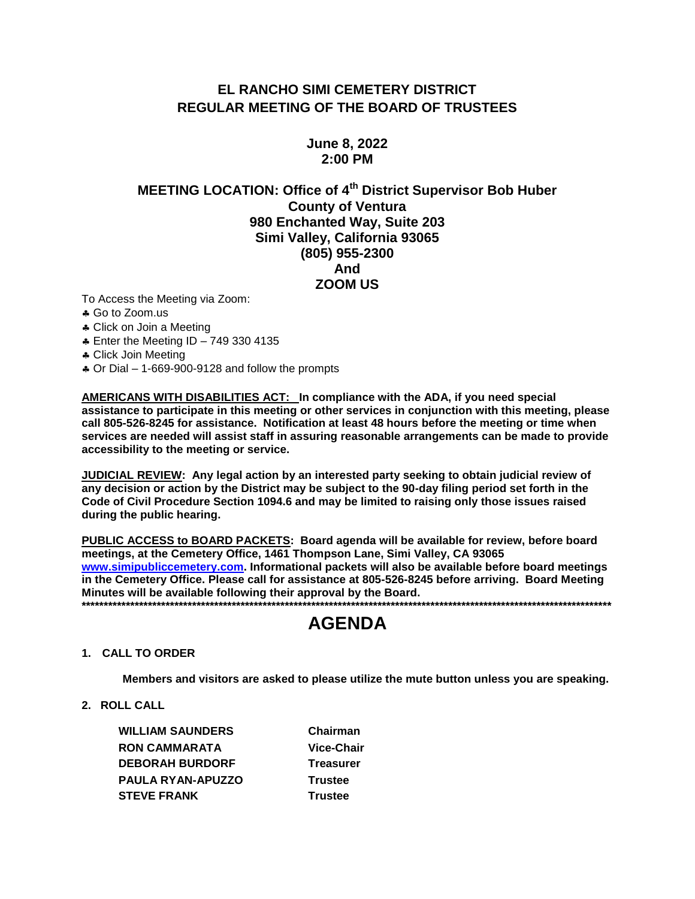# EL RANCHO SIMI CEMETERY DISTRICT
# REGULAR MEETING OF THE BOARD OF TRUSTEES

**June 8, 2022**
**2:00 PM**

**MEETING LOCATION: Office of 4th District Supervisor Bob Huber**
**County of Ventura**
**980 Enchanted Way, Suite 203**
**Simi Valley, California 93065**
**(805) 955-2300**
**And**
**ZOOM US**

To Access the Meeting via Zoom:

- Go to Zoom.us
- Click on Join a Meeting
- Enter the Meeting ID – 749 330 4135
- Click Join Meeting
- Or Dial – 1-669-900-9128 and follow the prompts

**AMERICANS WITH DISABILITIES ACT: In compliance with the ADA, if you need special assistance to participate in this meeting or other services in conjunction with this meeting, please call 805-526-8245 for assistance. Notification at least 48 hours before the meeting or time when services are needed will assist staff in assuring reasonable arrangements can be made to provide accessibility to the meeting or service.**

**JUDICIAL REVIEW: Any legal action by an interested party seeking to obtain judicial review of any decision or action by the District may be subject to the 90-day filing period set forth in the Code of Civil Procedure Section 1094.6 and may be limited to raising only those issues raised during the public hearing.**

**PUBLIC ACCESS to BOARD PACKETS: Board agenda will be available for review, before board meetings, at the Cemetery Office, 1461 Thompson Lane, Simi Valley, CA 93065 www.simipubliccemetery.com. Informational packets will also be available before board meetings in the Cemetery Office. Please call for assistance at 805-526-8245 before arriving. Board Meeting Minutes will be available following their approval by the Board.**

---

# AGENDA

**1. CALL TO ORDER**

**Members and visitors are asked to please utilize the mute button unless you are speaking.**

**2. ROLL CALL**

| | |
|---|---|
| **WILLIAM SAUNDERS** | **Chairman** |
| **RON CAMMARATA** | **Vice-Chair** |
| **DEBORAH BURDORF** | **Treasurer** |
| **PAULA RYAN-APUZZO** | **Trustee** |
| **STEVE FRANK** | **Trustee** |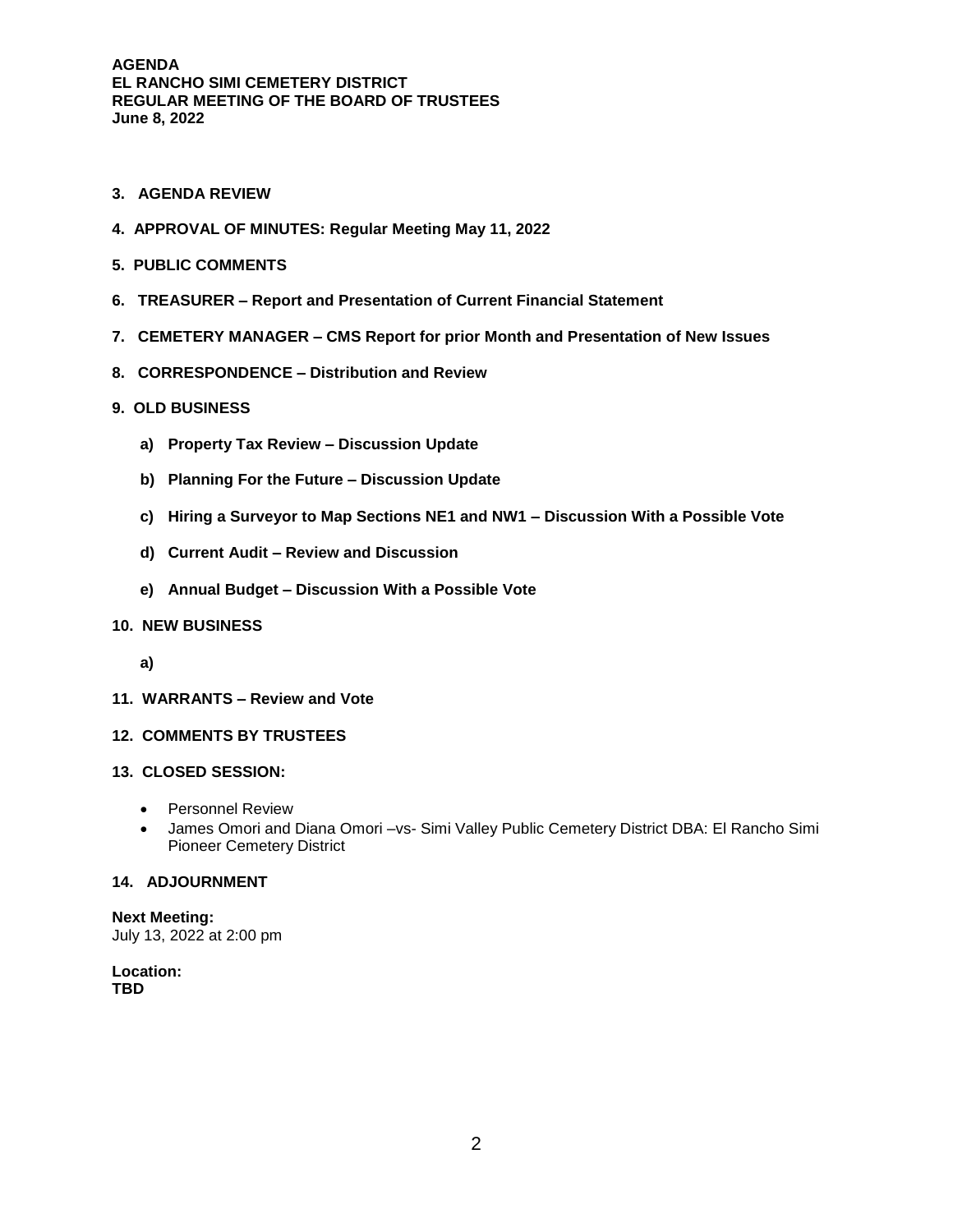**AGENDA**
**EL RANCHO SIMI CEMETERY DISTRICT**
**REGULAR MEETING OF THE BOARD OF TRUSTEES**
**June 8, 2022**

**3. AGENDA REVIEW**

**4. APPROVAL OF MINUTES: Regular Meeting May 11, 2022**

**5. PUBLIC COMMENTS**

**6. TREASURER – Report and Presentation of Current Financial Statement**

**7. CEMETERY MANAGER – CMS Report for prior Month and Presentation of New Issues**

**8. CORRESPONDENCE – Distribution and Review**

**9. OLD BUSINESS**

- **a) Property Tax Review – Discussion Update**
- **b) Planning For the Future – Discussion Update**
- **c) Hiring a Surveyor to Map Sections NE1 and NW1 – Discussion With a Possible Vote**
- **d) Current Audit – Review and Discussion**
- **e) Annual Budget – Discussion With a Possible Vote**

**10. NEW BUSINESS**

- **a)**

**11. WARRANTS – Review and Vote**

**12. COMMENTS BY TRUSTEES**

**13. CLOSED SESSION:**

- Personnel Review
- James Omori and Diana Omori –vs- Simi Valley Public Cemetery District DBA: El Rancho Simi Pioneer Cemetery District

**14. ADJOURNMENT**

**Next Meeting:**
July 13, 2022 at 2:00 pm

**Location:**
**TBD**